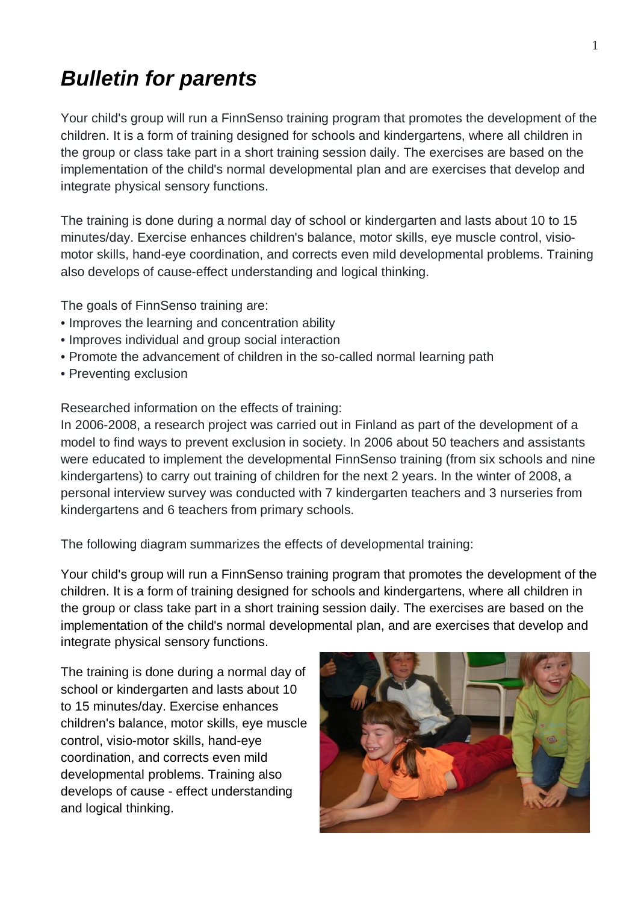# *Bulletin for parents*

Your child's group will run a FinnSenso training program that promotes the development of the children. It is a form of training designed for schools and kindergartens, where all children in the group or class take part in a short training session daily. The exercises are based on the implementation of the child's normal developmental plan and are exercises that develop and integrate physical sensory functions.

The training is done during a normal day of school or kindergarten and lasts about 10 to 15 minutes/day. Exercise enhances children's balance, motor skills, eye muscle control, visio-motor skills, hand-eye coordination, and corrects even mild developmental problems. Training also develops of cause-effect understanding and logical thinking.

The goals of FinnSenso training are:

- Improves the learning and concentration ability
- Improves individual and group social interaction
- Promote the advancement of children in the so-called normal learning path
- Preventing exclusion

Researched information on the effects of training:
In 2006-2008, a research project was carried out in Finland as part of the development of a model to find ways to prevent exclusion in society. In 2006 about 50 teachers and assistants were educated to implement the developmental FinnSenso training (from six schools and nine kindergartens) to carry out training of children for the next 2 years. In the winter of 2008, a personal interview survey was conducted with 7 kindergarten teachers and 3 nurseries from kindergartens and 6 teachers from primary schools.

The following diagram summarizes the effects of developmental training:

Your child's group will run a FinnSenso training program that promotes the development of the children. It is a form of training designed for schools and kindergartens, where all children in the group or class take part in a short training session daily. The exercises are based on the implementation of the child's normal developmental plan, and are exercises that develop and integrate physical sensory functions.

The training is done during a normal day of school or kindergarten and lasts about 10 to 15 minutes/day. Exercise enhances children's balance, motor skills, eye muscle control, visio-motor skills, hand-eye coordination, and corrects even mild developmental problems. Training also develops of cause - effect understanding and logical thinking.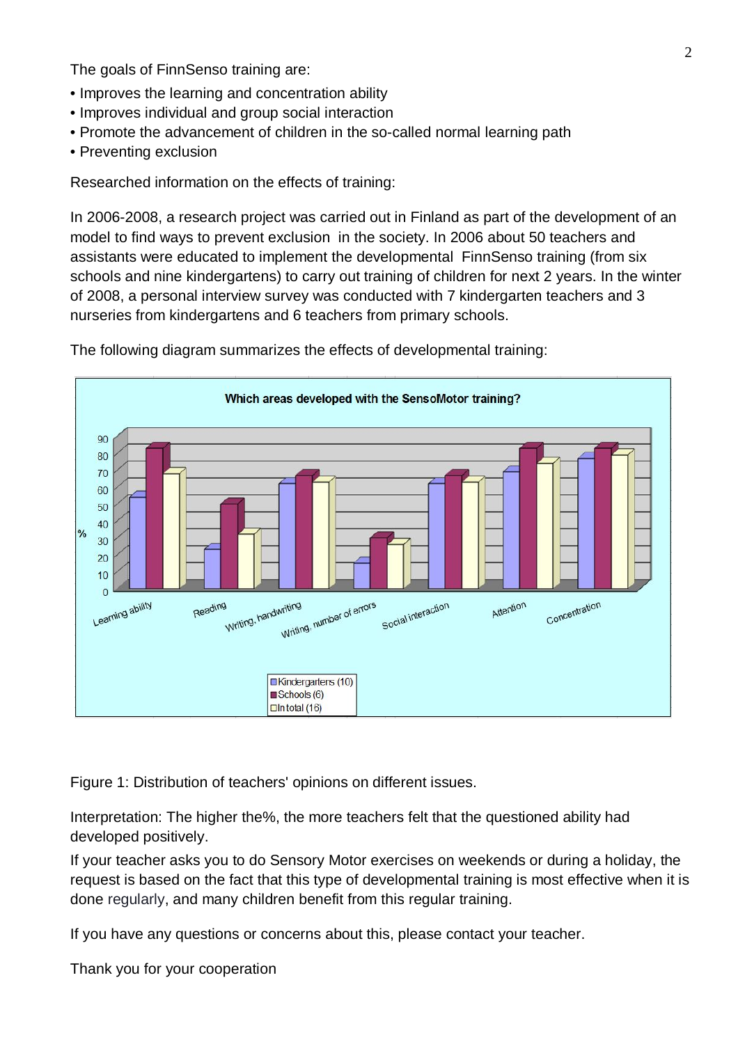The goals of FinnSenso training are:

- Improves the learning and concentration ability
- Improves individual and group social interaction
- Promote the advancement of children in the so-called normal learning path
- Preventing exclusion

Researched information on the effects of training:

In 2006-2008, a research project was carried out in Finland as part of the development of an model to find ways to prevent exclusion in the society. In 2006 about 50 teachers and assistants were educated to implement the developmental FinnSenso training (from six schools and nine kindergartens) to carry out training of children for next 2 years. In the winter of 2008, a personal interview survey was conducted with 7 kindergarten teachers and 3 nurseries from kindergartens and 6 teachers from primary schools.

The following diagram summarizes the effects of developmental training:

Which areas developed with the SensoMotor training?

%

90
80
70
60
50
40
30
20
10
0

Learning ability
Reading
Writing, handwriting
Writing, number of errors
Social interaction
Attention
Concentration

Kindergartens (10)
Schools (6)
In total (16)

Figure 1: Distribution of teachers' opinions on different issues.

Interpretation: The higher the%, the more teachers felt that the questioned ability had developed positively.

If your teacher asks you to do Sensory Motor exercises on weekends or during a holiday, the request is based on the fact that this type of developmental training is most effective when it is done regularly, and many children benefit from this regular training.

If you have any questions or concerns about this, please contact your teacher.

Thank you for your cooperation